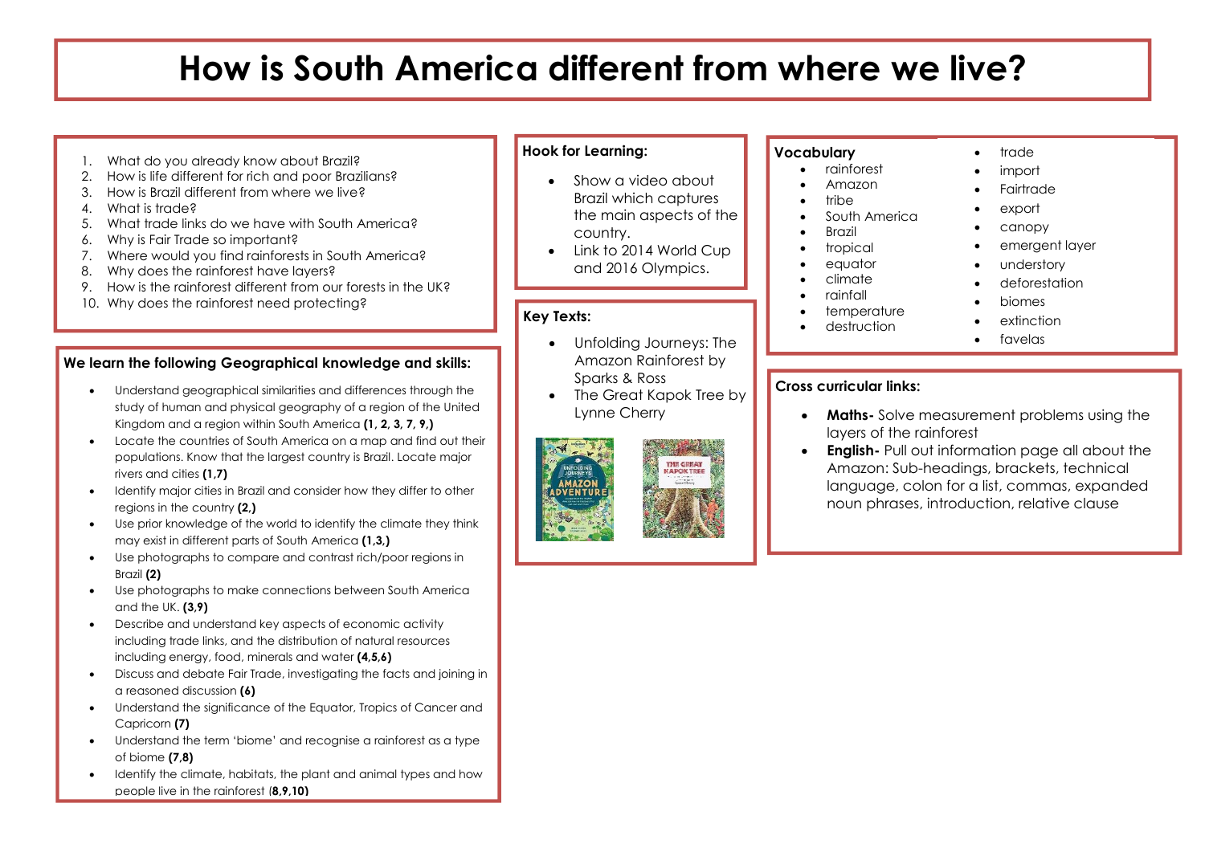# How is South America different from where we live?

1. What do you already know about Brazil?
2. How is life different for rich and poor Brazilians?
3. How is Brazil different from where we live?
4. What is trade?
5. What trade links do we have with South America?
6. Why is Fair Trade so important?
7. Where would you find rainforests in South America?
8. Why does the rainforest have layers?
9. How is the rainforest different from our forests in the UK?
10. Why does the rainforest need protecting?

**We learn the following Geographical knowledge and skills:**

- Understand geographical similarities and differences through the study of human and physical geography of a region of the United Kingdom and a region within South America **(1, 2, 3, 7, 9,)**
- Locate the countries of South America on a map and find out their populations. Know that the largest country is Brazil. Locate major rivers and cities **(1,7)**
- Identify major cities in Brazil and consider how they differ to other regions in the country **(2,)**
- Use prior knowledge of the world to identify the climate they think may exist in different parts of South America **(1,3,)**
- Use photographs to compare and contrast rich/poor regions in Brazil **(2)**
- Use photographs to make connections between South America and the UK. **(3,9)**
- Describe and understand key aspects of economic activity including trade links, and the distribution of natural resources including energy, food, minerals and water **(4,5,6)**
- Discuss and debate Fair Trade, investigating the facts and joining in a reasoned discussion **(6)**
- Understand the significance of the Equator, Tropics of Cancer and Capricorn **(7)**
- Understand the term 'biome' and recognise a rainforest as a type of biome **(7,8)**
- Identify the climate, habitats, the plant and animal types and how people live in the rainforest (**8,9,10)**

**Hook for Learning:**

- Show a video about Brazil which captures the main aspects of the country.
- Link to 2014 World Cup and 2016 Olympics.

**Key Texts:**

- Unfolding Journeys: The Amazon Rainforest by Sparks & Ross
- The Great Kapok Tree by Lynne Cherry

**Vocabulary**

- rainforest
- Amazon
- tribe
- South America
- Brazil
- tropical
- equator
- climate
- rainfall
- temperature
- destruction
- trade
- import
- Fairtrade
- export
- canopy
- emergent layer
- understory
- deforestation
- biomes
- extinction
- favelas

**Cross curricular links:**

- **Maths-** Solve measurement problems using the layers of the rainforest
- **English-** Pull out information page all about the Amazon: Sub-headings, brackets, technical language, colon for a list, commas, expanded noun phrases, introduction, relative clause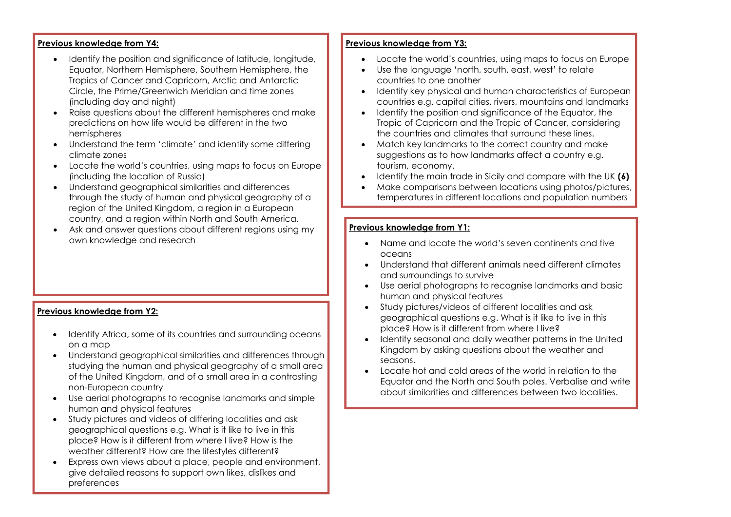**Previous knowledge from Y4:**

- Identify the position and significance of latitude, longitude, Equator, Northern Hemisphere, Southern Hemisphere, the Tropics of Cancer and Capricorn, Arctic and Antarctic Circle, the Prime/Greenwich Meridian and time zones (including day and night)
- Raise questions about the different hemispheres and make predictions on how life would be different in the two hemispheres
- Understand the term 'climate' and identify some differing climate zones
- Locate the world's countries, using maps to focus on Europe (including the location of Russia)
- Understand geographical similarities and differences through the study of human and physical geography of a region of the United Kingdom, a region in a European country, and a region within North and South America.
- Ask and answer questions about different regions using my own knowledge and research

**Previous knowledge from Y2:**

- Identify Africa, some of its countries and surrounding oceans on a map
- Understand geographical similarities and differences through studying the human and physical geography of a small area of the United Kingdom, and of a small area in a contrasting non-European country
- Use aerial photographs to recognise landmarks and simple human and physical features
- Study pictures and videos of differing localities and ask geographical questions e.g. What is it like to live in this place? How is it different from where I live? How is the weather different? How are the lifestyles different?
- Express own views about a place, people and environment, give detailed reasons to support own likes, dislikes and preferences

**Previous knowledge from Y3:**

- Locate the world's countries, using maps to focus on Europe
- Use the language 'north, south, east, west' to relate countries to one another
- Identify key physical and human characteristics of European countries e.g. capital cities, rivers, mountains and landmarks
- Identify the position and significance of the Equator, the Tropic of Capricorn and the Tropic of Cancer, considering the countries and climates that surround these lines.
- Match key landmarks to the correct country and make suggestions as to how landmarks affect a country e.g. tourism, economy.
- Identify the main trade in Sicily and compare with the UK **(6)**
- Make comparisons between locations using photos/pictures, temperatures in different locations and population numbers

**Previous knowledge from Y1:**

- Name and locate the world's seven continents and five oceans
- Understand that different animals need different climates and surroundings to survive
- Use aerial photographs to recognise landmarks and basic human and physical features
- Study pictures/videos of different localities and ask geographical questions e.g. What is it like to live in this place? How is it different from where I live?
- Identify seasonal and daily weather patterns in the United Kingdom by asking questions about the weather and seasons.
- Locate hot and cold areas of the world in relation to the Equator and the North and South poles. Verbalise and write about similarities and differences between two localities.